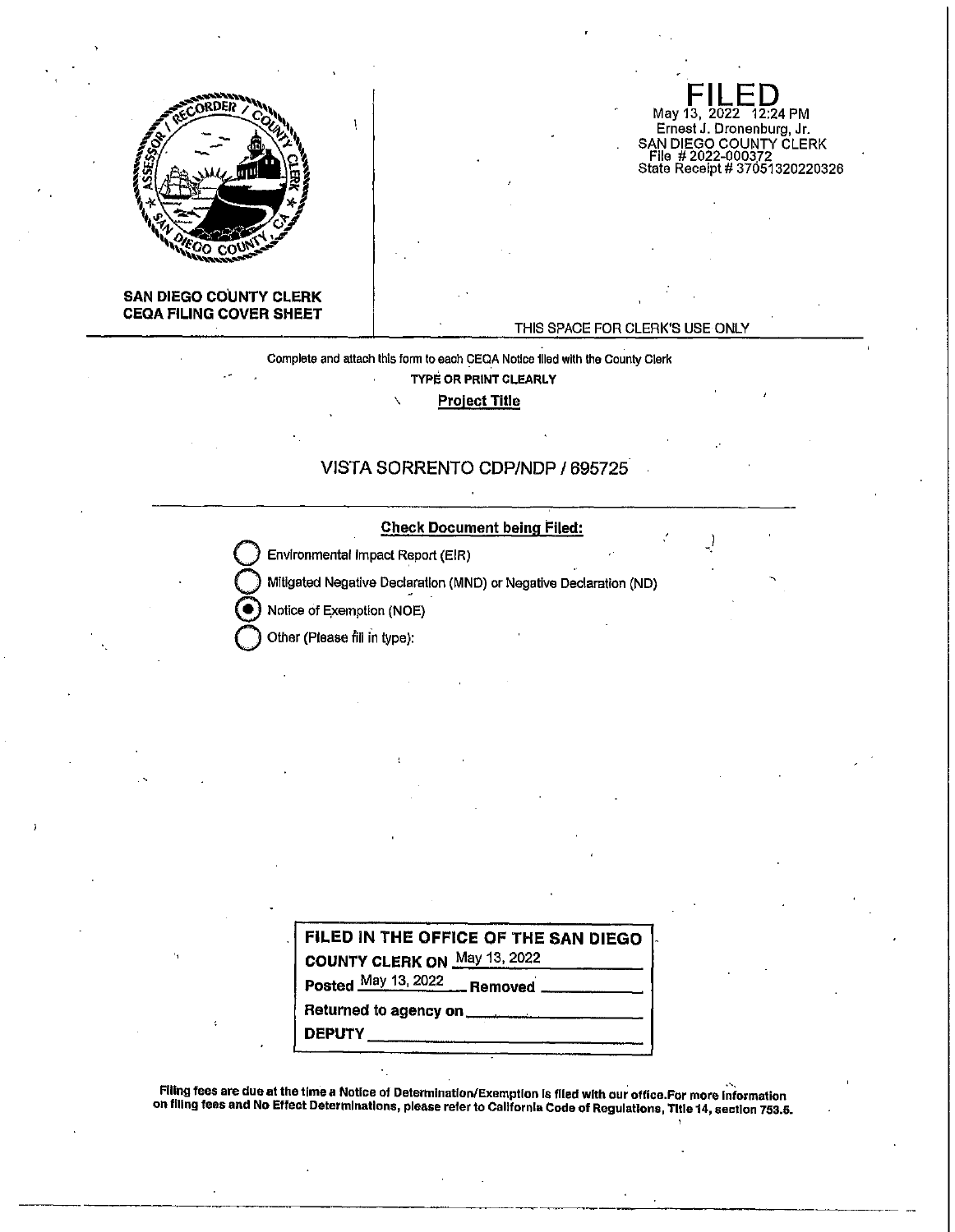**SAN DIEGO COUNTY CLERK**
**CEQA FILING COVER SHEET**

**FILED**
May 13, 2022 12:24 PM
Ernest J. Dronenburg, Jr.
SAN DIEGO COUNTY CLERK
File # 2022-000372
State Receipt # 37051320220326

THIS SPACE FOR CLERK'S USE ONLY

Complete and attach this form to each CEQA Notice filed with the County Clerk

**TYPE OR PRINT CLEARLY**

**Project Title**

VISTA SORRENTO CDP/NDP / 695725

**Check Document being Filed:**

- ○ Environmental Impact Report (EIR)
- ○ Mitigated Negative Declaration (MND) or Negative Declaration (ND)
- ● Notice of Exemption (NOE)
- ○ Other (Please fill in type):

**FILED IN THE OFFICE OF THE SAN DIEGO COUNTY CLERK ON** May 13, 2022

**Posted** May 13, 2022 **Removed** \_\_\_\_\_\_\_\_\_\_

**Returned to agency on** \_\_\_\_\_\_\_\_\_\_

**DEPUTY** \_\_\_\_\_\_\_\_\_\_

**Filing fees are due at the time a Notice of Determination/Exemption is filed with our office.For more information on filing fees and No Effect Determinations, please refer to California Code of Regulations, Title 14, section 753.5.**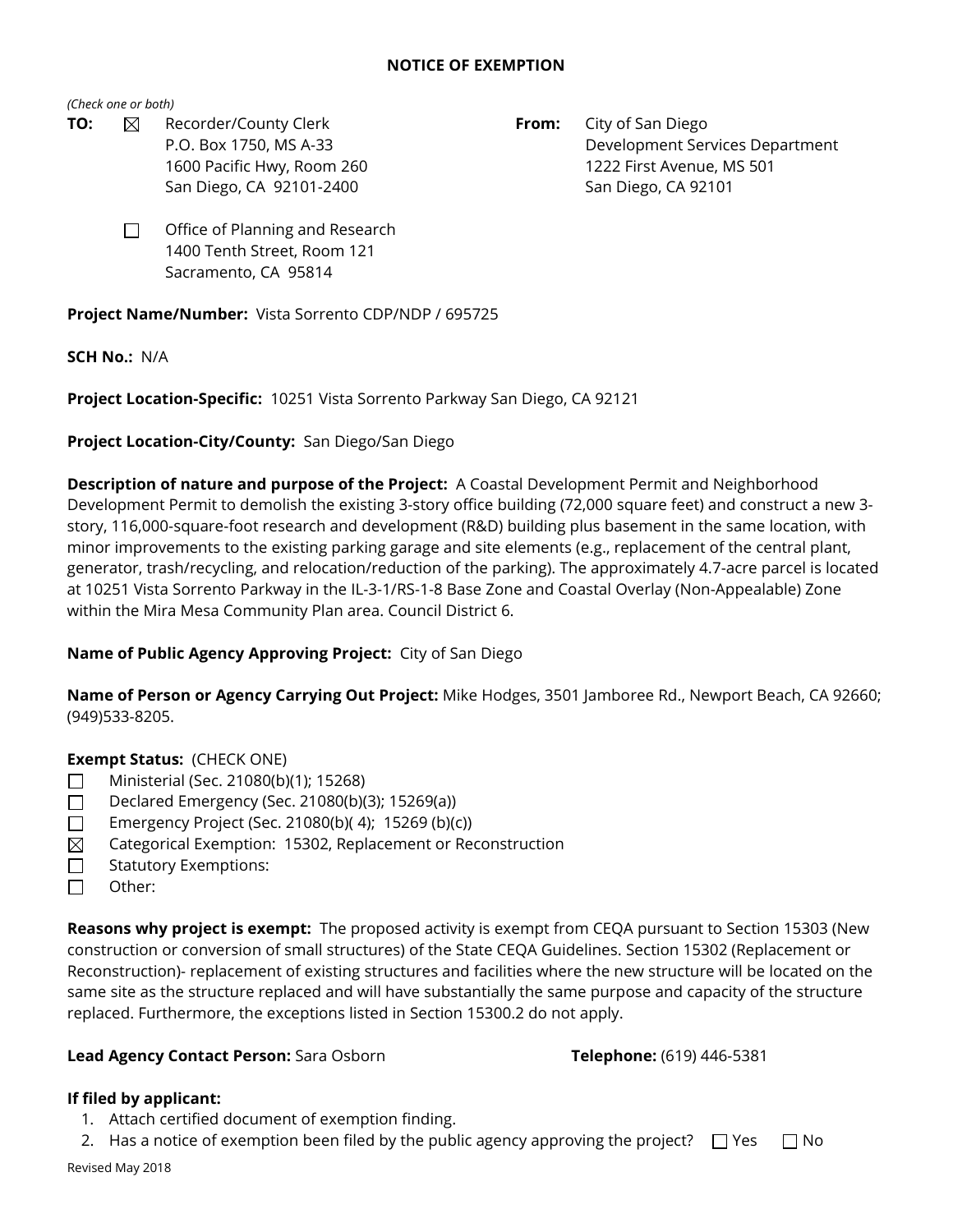## NOTICE OF EXEMPTION

*(Check one or both)*

**TO:** ☒ Recorder/County Clerk
P.O. Box 1750, MS A-33
1600 Pacific Hwy, Room 260
San Diego, CA 92101-2400

☐ Office of Planning and Research
1400 Tenth Street, Room 121
Sacramento, CA 95814

**From:** City of San Diego
Development Services Department
1222 First Avenue, MS 501
San Diego, CA 92101

**Project Name/Number:** Vista Sorrento CDP/NDP / 695725

**SCH No.:** N/A

**Project Location-Specific:** 10251 Vista Sorrento Parkway San Diego, CA 92121

**Project Location-City/County:** San Diego/San Diego

**Description of nature and purpose of the Project:** A Coastal Development Permit and Neighborhood Development Permit to demolish the existing 3-story office building (72,000 square feet) and construct a new 3-story, 116,000-square-foot research and development (R&D) building plus basement in the same location, with minor improvements to the existing parking garage and site elements (e.g., replacement of the central plant, generator, trash/recycling, and relocation/reduction of the parking). The approximately 4.7-acre parcel is located at 10251 Vista Sorrento Parkway in the IL-3-1/RS-1-8 Base Zone and Coastal Overlay (Non-Appealable) Zone within the Mira Mesa Community Plan area. Council District 6.

**Name of Public Agency Approving Project:** City of San Diego

**Name of Person or Agency Carrying Out Project:** Mike Hodges, 3501 Jamboree Rd., Newport Beach, CA 92660; (949)533-8205.

**Exempt Status:** (CHECK ONE)

- ☐ Ministerial (Sec. 21080(b)(1); 15268)
- ☐ Declared Emergency (Sec. 21080(b)(3); 15269(a))
- ☐ Emergency Project (Sec. 21080(b)( 4); 15269 (b)(c))
- ☒ Categorical Exemption: 15302, Replacement or Reconstruction
- ☐ Statutory Exemptions:
- ☐ Other:

**Reasons why project is exempt:** The proposed activity is exempt from CEQA pursuant to Section 15303 (New construction or conversion of small structures) of the State CEQA Guidelines. Section 15302 (Replacement or Reconstruction)- replacement of existing structures and facilities where the new structure will be located on the same site as the structure replaced and will have substantially the same purpose and capacity of the structure replaced. Furthermore, the exceptions listed in Section 15300.2 do not apply.

**Lead Agency Contact Person:** Sara Osborn **Telephone:** (619) 446-5381

**If filed by applicant:**

1. Attach certified document of exemption finding.
2. Has a notice of exemption been filed by the public agency approving the project? ☐ Yes ☐ No

Revised May 2018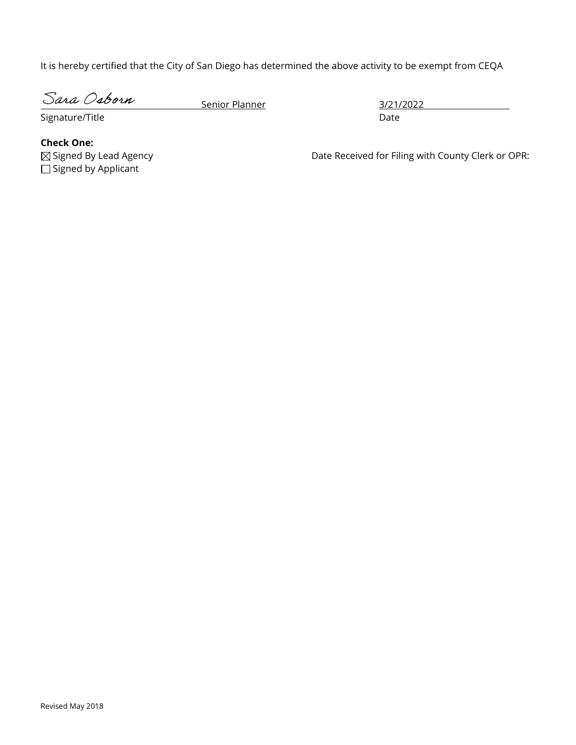It is hereby certified that the City of San Diego has determined the above activity to be exempt from CEQA

Sara Osborn Senior Planner 3/21/2022

Signature/Title Date

**Check One:**

☒ Signed By Lead Agency

☐ Signed by Applicant

Date Received for Filing with County Clerk or OPR:

Revised May 2018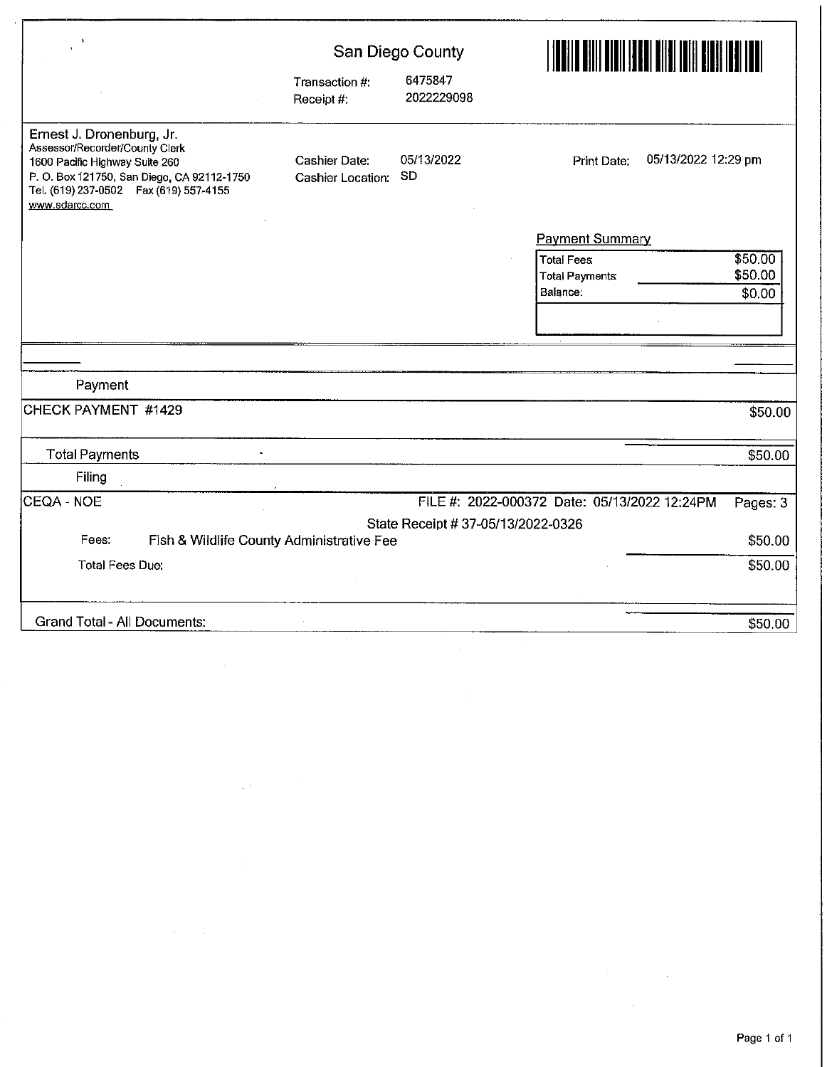# San Diego County

Transaction #: 6475847
Receipt #: 2022229098

Ernest J. Dronenburg, Jr.
Assessor/Recorder/County Clerk
1600 Pacific Highway Suite 260
P. O. Box 121750, San Diego, CA 92112-1750
Tel. (619) 237-0502 Fax (619) 557-4155
www.sdarcc.com

Cashier Date: 05/13/2022
Cashier Location: SD

Print Date: 05/13/2022 12:29 pm

**Payment Summary**

| | |
|---|---|
| Total Fees | $50.00 |
| Total Payments | $50.00 |
| Balance: | $0.00 |

**Payment**

| | |
|---|---|
| CHECK PAYMENT #1429 | $50.00 |
| Total Payments | $50.00 |

**Filing**

CEQA - NOE — FILE #: 2022-000372 Date: 05/13/2022 12:24PM — Pages: 3

State Receipt # 37-05/13/2022-0326

| | | |
|---|---|---|
| Fees: | Fish & Wildlife County Administrative Fee | $50.00 |
| Total Fees Due: | | $50.00 |

| | |
|---|---|
| Grand Total - All Documents: | $50.00 |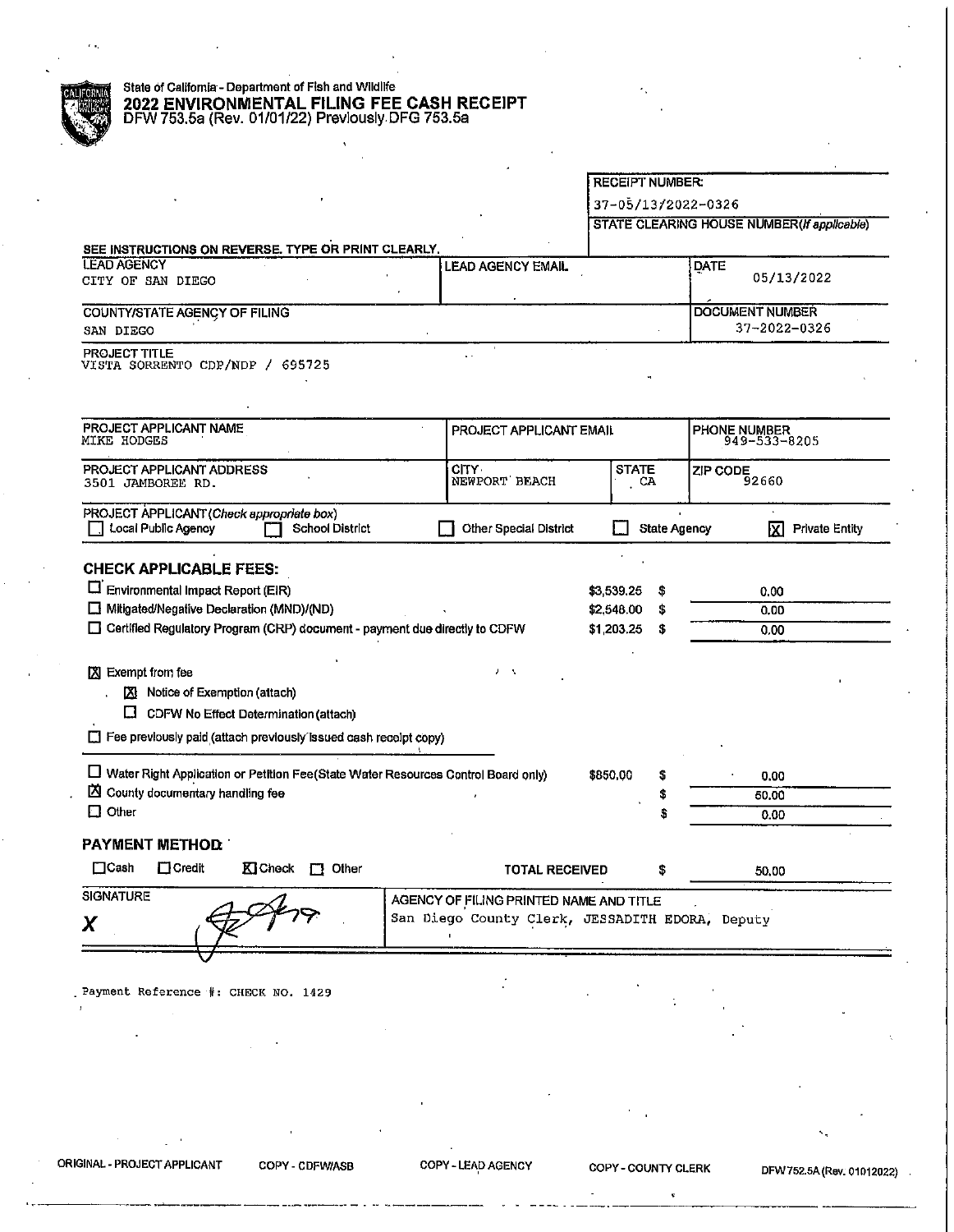State of California - Department of Fish and Wildlife

# 2022 ENVIRONMENTAL FILING FEE CASH RECEIPT

DFW 753.5a (Rev. 01/01/22) Previously DFG 753.5a

**RECEIPT NUMBER:** 37-05/13/2022-0326

**STATE CLEARING HOUSE NUMBER** *(If applicable)*:

SEE INSTRUCTIONS ON REVERSE. TYPE OR PRINT CLEARLY.

| LEAD AGENCY | LEAD AGENCY EMAIL | DATE |
|---|---|---|
| CITY OF SAN DIEGO | | 05/13/2022 |

| COUNTY/STATE AGENCY OF FILING | DOCUMENT NUMBER |
|---|---|
| SAN DIEGO | 37-2022-0326 |

**PROJECT TITLE**
VISTA SORRENTO CDP/NDP / 695725

| PROJECT APPLICANT NAME | PROJECT APPLICANT EMAIL | PHONE NUMBER |
|---|---|---|
| MIKE HODGES | | 949-533-8205 |

| PROJECT APPLICANT ADDRESS | CITY | STATE | ZIP CODE |
|---|---|---|---|
| 3501 JAMBOREE RD. | NEWPORT BEACH | CA | 92660 |

**PROJECT APPLICANT** *(Check appropriate box)*
☐ Local Public Agency ☐ School District ☐ Other Special District ☐ State Agency ☒ Private Entity

## CHECK APPLICABLE FEES:

| | | | |
|---|---|---|---|
| ☐ Environmental Impact Report (EIR) | $3,539.25 | $ | 0.00 |
| ☐ Mitigated/Negative Declaration (MND)/(ND) | $2,548.00 | $ | 0.00 |
| ☐ Certified Regulatory Program (CRP) document - payment due directly to CDFW | $1,203.25 | $ | 0.00 |

☒ Exempt from fee
- ☒ Notice of Exemption (attach)
- ☐ CDFW No Effect Determination (attach)

☐ Fee previously paid (attach previously issued cash receipt copy)

| | | | |
|---|---|---|---|
| ☐ Water Right Application or Petition Fee (State Water Resources Control Board only) | $850.00 | $ | 0.00 |
| ☒ County documentary handling fee | | $ | 50.00 |
| ☐ Other | | $ | 0.00 |

## PAYMENT METHOD:

☐ Cash ☐ Credit ☒ Check ☐ Other

**TOTAL RECEIVED** $ 50.00

| SIGNATURE | AGENCY OF FILING PRINTED NAME AND TITLE |
|---|---|
| X | San Diego County Clerk, JESSADITH EDORA, Deputy |

Payment Reference #: CHECK NO. 1429

ORIGINAL - PROJECT APPLICANT COPY - CDFW/ASB COPY - LEAD AGENCY COPY - COUNTY CLERK DFW 752.5A (Rev. 01012022)